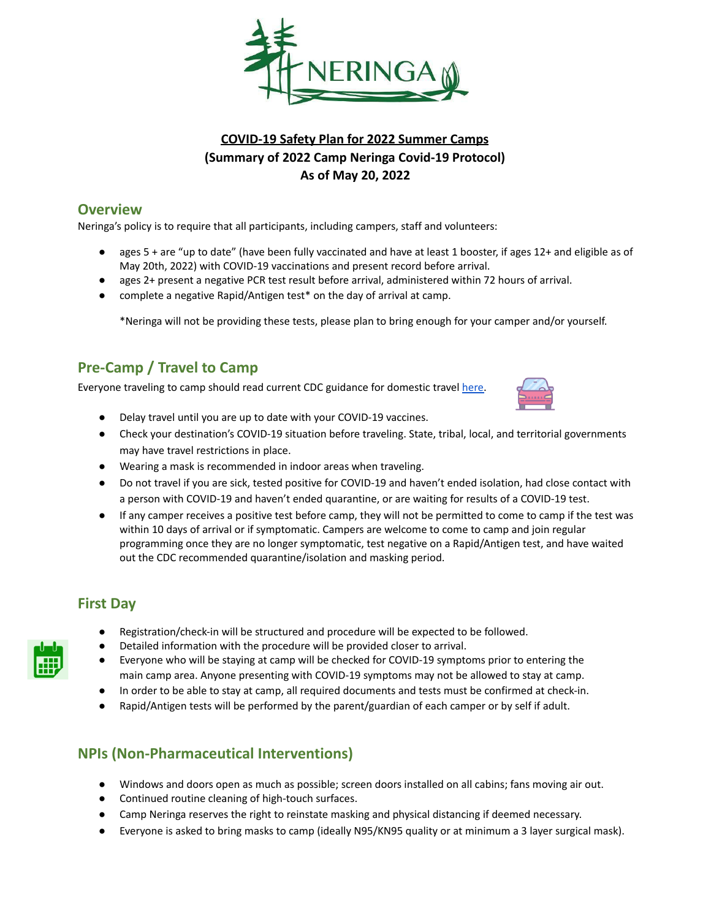NERINGA

**COVID-19 Safety Plan for 2022 Summer Camps**
**(Summary of 2022 Camp Neringa Covid-19 Protocol)**
**As of May 20, 2022**

## Overview

Neringa's policy is to require that all participants, including campers, staff and volunteers:

- ages 5 + are "up to date" (have been fully vaccinated and have at least 1 booster, if ages 12+ and eligible as of May 20th, 2022) with COVID-19 vaccinations and present record before arrival.
- ages 2+ present a negative PCR test result before arrival, administered within 72 hours of arrival.
- complete a negative Rapid/Antigen test* on the day of arrival at camp.

*Neringa will not be providing these tests, please plan to bring enough for your camper and/or yourself.

## Pre-Camp / Travel to Camp

Everyone traveling to camp should read current CDC guidance for domestic travel here.

- Delay travel until you are up to date with your COVID-19 vaccines.
- Check your destination's COVID-19 situation before traveling. State, tribal, local, and territorial governments may have travel restrictions in place.
- Wearing a mask is recommended in indoor areas when traveling.
- Do not travel if you are sick, tested positive for COVID-19 and haven't ended isolation, had close contact with a person with COVID-19 and haven't ended quarantine, or are waiting for results of a COVID-19 test.
- If any camper receives a positive test before camp, they will not be permitted to come to camp if the test was within 10 days of arrival or if symptomatic. Campers are welcome to come to camp and join regular programming once they are no longer symptomatic, test negative on a Rapid/Antigen test, and have waited out the CDC recommended quarantine/isolation and masking period.

## First Day

- Registration/check-in will be structured and procedure will be expected to be followed.
- Detailed information with the procedure will be provided closer to arrival.
- Everyone who will be staying at camp will be checked for COVID-19 symptoms prior to entering the main camp area. Anyone presenting with COVID-19 symptoms may not be allowed to stay at camp.
- In order to be able to stay at camp, all required documents and tests must be confirmed at check-in.
- Rapid/Antigen tests will be performed by the parent/guardian of each camper or by self if adult.

## NPIs (Non-Pharmaceutical Interventions)

- Windows and doors open as much as possible; screen doors installed on all cabins; fans moving air out.
- Continued routine cleaning of high-touch surfaces.
- Camp Neringa reserves the right to reinstate masking and physical distancing if deemed necessary.
- Everyone is asked to bring masks to camp (ideally N95/KN95 quality or at minimum a 3 layer surgical mask).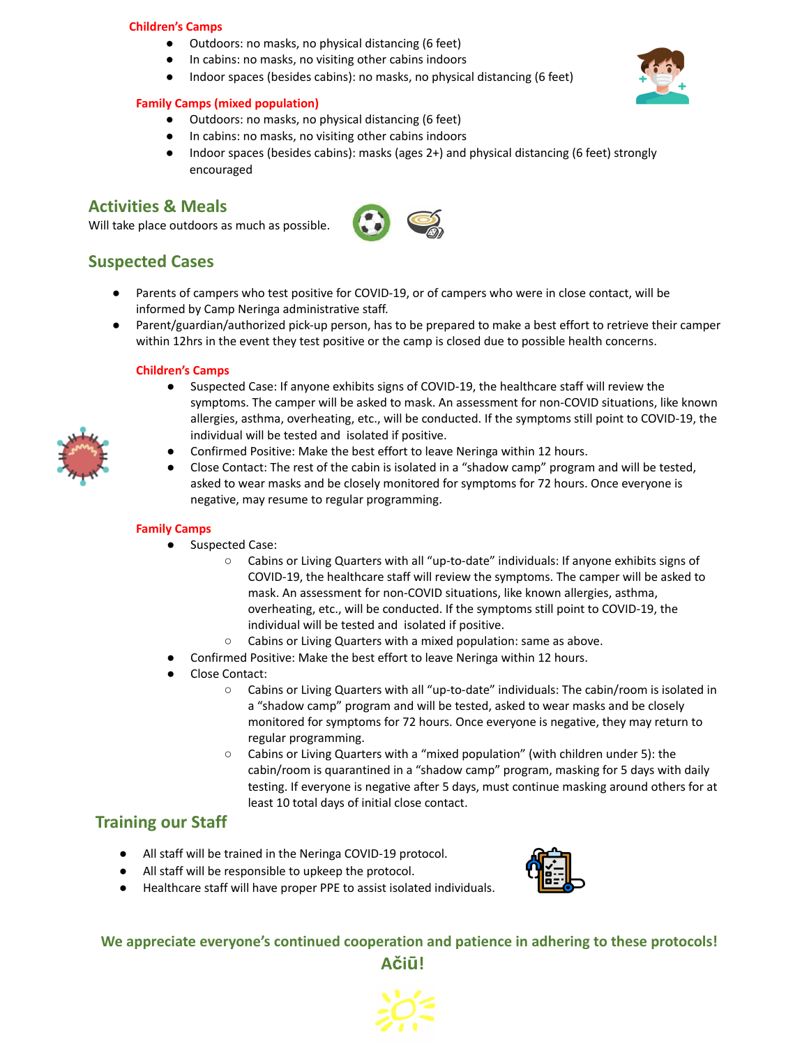**Children's Camps**

- Outdoors: no masks, no physical distancing (6 feet)
- In cabins: no masks, no visiting other cabins indoors
- Indoor spaces (besides cabins): no masks, no physical distancing (6 feet)

**Family Camps (mixed population)**

- Outdoors: no masks, no physical distancing (6 feet)
- In cabins: no masks, no visiting other cabins indoors
- Indoor spaces (besides cabins): masks (ages 2+) and physical distancing (6 feet) strongly encouraged

## Activities & Meals

Will take place outdoors as much as possible.

## Suspected Cases

- Parents of campers who test positive for COVID-19, or of campers who were in close contact, will be informed by Camp Neringa administrative staff.
- Parent/guardian/authorized pick-up person, has to be prepared to make a best effort to retrieve their camper within 12hrs in the event they test positive or the camp is closed due to possible health concerns.

**Children's Camps**

- Suspected Case: If anyone exhibits signs of COVID-19, the healthcare staff will review the symptoms. The camper will be asked to mask. An assessment for non-COVID situations, like known allergies, asthma, overheating, etc., will be conducted. If the symptoms still point to COVID-19, the individual will be tested and isolated if positive.
- Confirmed Positive: Make the best effort to leave Neringa within 12 hours.
- Close Contact: The rest of the cabin is isolated in a "shadow camp" program and will be tested, asked to wear masks and be closely monitored for symptoms for 72 hours. Once everyone is negative, may resume to regular programming.

**Family Camps**

- Suspected Case:
  - Cabins or Living Quarters with all "up-to-date" individuals: If anyone exhibits signs of COVID-19, the healthcare staff will review the symptoms. The camper will be asked to mask. An assessment for non-COVID situations, like known allergies, asthma, overheating, etc., will be conducted. If the symptoms still point to COVID-19, the individual will be tested and isolated if positive.
  - Cabins or Living Quarters with a mixed population: same as above.
- Confirmed Positive: Make the best effort to leave Neringa within 12 hours.
- Close Contact:
  - Cabins or Living Quarters with all "up-to-date" individuals: The cabin/room is isolated in a "shadow camp" program and will be tested, asked to wear masks and be closely monitored for symptoms for 72 hours. Once everyone is negative, they may return to regular programming.
  - Cabins or Living Quarters with a "mixed population" (with children under 5): the cabin/room is quarantined in a "shadow camp" program, masking for 5 days with daily testing. If everyone is negative after 5 days, must continue masking around others for at least 10 total days of initial close contact.

## Training our Staff

- All staff will be trained in the Neringa COVID-19 protocol.
- All staff will be responsible to upkeep the protocol.
- Healthcare staff will have proper PPE to assist isolated individuals.

**We appreciate everyone's continued cooperation and patience in adhering to these protocols! Ačiū!**